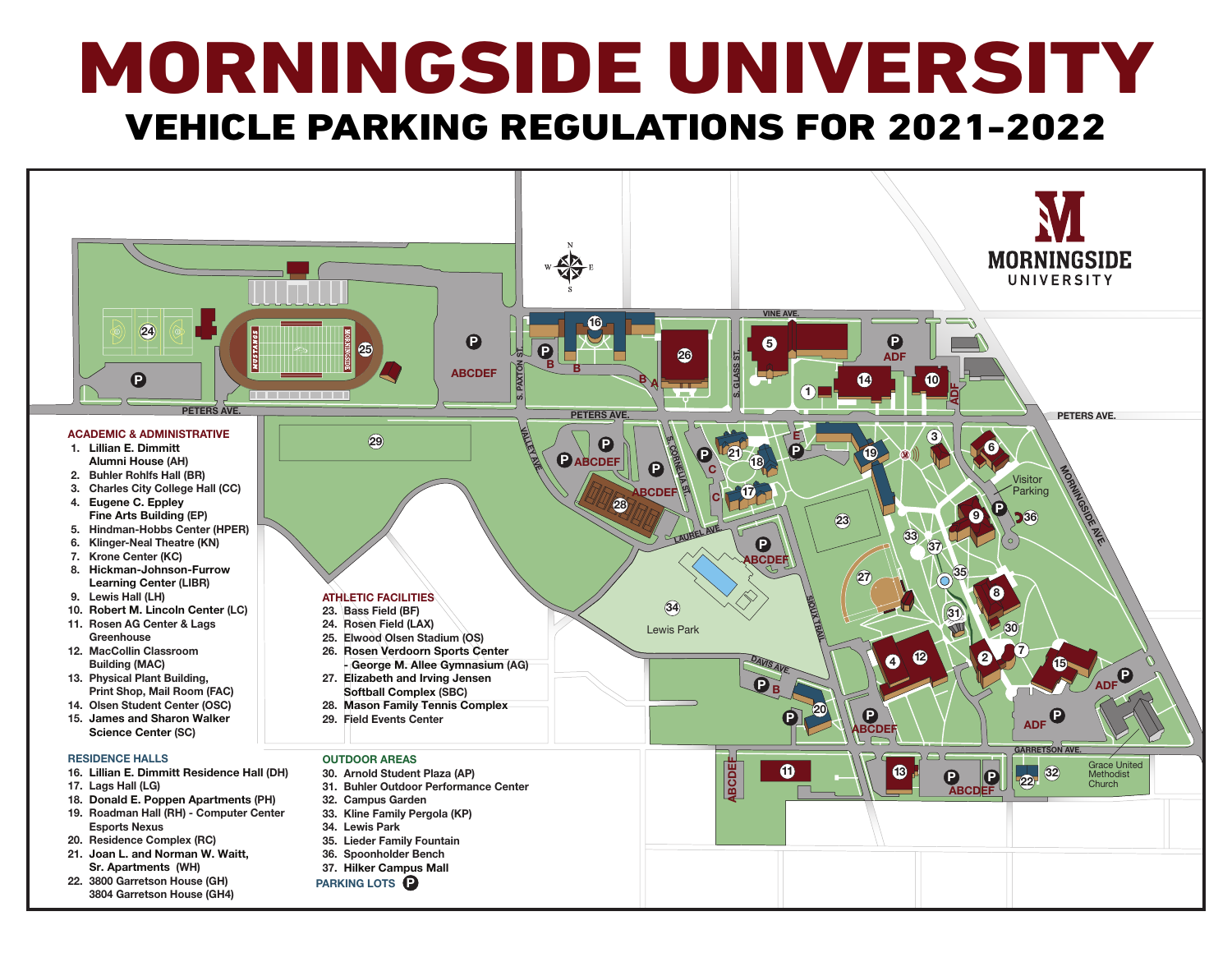# MORNINGSIDE UNIVERSITY

## VEHICLE PARKING REGULATIONS FOR 2021-2022

### ACADEMIC & ADMINISTRATIVE

1. Lillian E. Dimmitt Alumni House (AH)
2. Buhler Rohlfs Hall (BR)
3. Charles City College Hall (CC)
4. Eugene C. Eppley Fine Arts Building (EP)
5. Hindman-Hobbs Center (HPER)
6. Klinger-Neal Theatre (KN)
7. Krone Center (KC)
8. Hickman-Johnson-Furrow Learning Center (LIBR)
9. Lewis Hall (LH)
10. Robert M. Lincoln Center (LC)
11. Rosen AG Center & Lags Greenhouse
12. MacCollin Classroom Building (MAC)
13. Physical Plant Building, Print Shop, Mail Room (FAC)
14. Olsen Student Center (OSC)
15. James and Sharon Walker Science Center (SC)

### RESIDENCE HALLS

16. Lillian E. Dimmitt Residence Hall (DH)
17. Lags Hall (LG)
18. Donald E. Poppen Apartments (PH)
19. Roadman Hall (RH) - Computer Center Esports Nexus
20. Residence Complex (RC)
21. Joan L. and Norman W. Waitt, Sr. Apartments (WH)
22. 3800 Garretson House (GH)
    3804 Garretson House (GH4)

### ATHLETIC FACILITIES

23. Bass Field (BF)
24. Rosen Field (LAX)
25. Elwood Olsen Stadium (OS)
26. Rosen Verdoorn Sports Center - George M. Allee Gymnasium (AG)
27. Elizabeth and Irving Jensen Softball Complex (SBC)
28. Mason Family Tennis Complex
29. Field Events Center

### OUTDOOR AREAS

30. Arnold Student Plaza (AP)
31. Buhler Outdoor Performance Center
32. Campus Garden
33. Kline Family Pergola (KP)
34. Lewis Park
35. Lieder Family Fountain
36. Spoonholder Bench
37. Hilker Campus Mall

PARKING LOTS (P)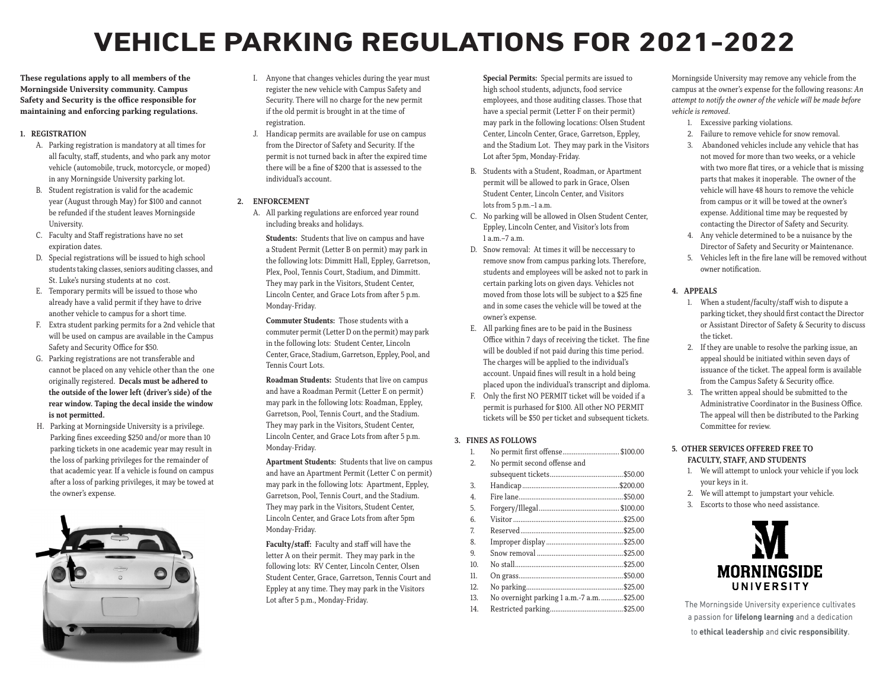# VEHICLE PARKING REGULATIONS FOR 2021-2022

**These regulations apply to all members of the Morningside University community. Campus Safety and Security is the office responsible for maintaining and enforcing parking regulations.**

## 1. REGISTRATION

A. Parking registration is mandatory at all times for all faculty, staff, students, and who park any motor vehicle (automobile, truck, motorcycle, or moped) in any Morningside University parking lot.

B. Student registration is valid for the academic year (August through May) for $100 and cannot be refunded if the student leaves Morningside University.

C. Faculty and Staff registrations have no set expiration dates.

D. Special registrations will be issued to high school students taking classes, seniors auditing classes, and St. Luke's nursing students at no cost.

E. Temporary permits will be issued to those who already have a valid permit if they have to drive another vehicle to campus for a short time.

F. Extra student parking permits for a 2nd vehicle that will be used on campus are available in the Campus Safety and Security Office for $50.

G. Parking registrations are not transferable and cannot be placed on any vehicle other than the one originally registered. **Decals must be adhered to the outside of the lower left (driver's side) of the rear window. Taping the decal inside the window is not permitted.**

H. Parking at Morningside University is a privilege. Parking fines exceeding $250 and/or more than 10 parking tickets in one academic year may result in the loss of parking privileges for the remainder of that academic year. If a vehicle is found on campus after a loss of parking privileges, it may be towed at the owner's expense.

I. Anyone that changes vehicles during the year must register the new vehicle with Campus Safety and Security. There will no charge for the new permit if the old permit is brought in at the time of registration.

J. Handicap permits are available for use on campus from the Director of Safety and Security. If the permit is not turned back in after the expired time there will be a fine of $200 that is assessed to the individual's account.

## 2. ENFORCEMENT

A. All parking regulations are enforced year round including breaks and holidays.

**Students:** Students that live on campus and have a Student Permit (Letter B on permit) may park in the following lots: Dimmitt Hall, Eppley, Garretson, Plex, Pool, Tennis Court, Stadium, and Dimmitt. They may park in the Visitors, Student Center, Lincoln Center, and Grace Lots from after 5 p.m. Monday-Friday.

**Commuter Students:** Those students with a commuter permit (Letter D on the permit) may park in the following lots: Student Center, Lincoln Center, Grace, Stadium, Garretson, Eppley, Pool, and Tennis Court Lots.

**Roadman Students:** Students that live on campus and have a Roadman Permit (Letter E on permit) may park in the following lots: Roadman, Eppley, Garretson, Pool, Tennis Court, and the Stadium. They may park in the Visitors, Student Center, Lincoln Center, and Grace Lots from after 5 p.m. Monday-Friday.

**Apartment Students:** Students that live on campus and have an Apartment Permit (Letter C on permit) may park in the following lots: Apartment, Eppley, Garretson, Pool, Tennis Court, and the Stadium. They may park in the Visitors, Student Center, Lincoln Center, and Grace Lots from after 5pm Monday-Friday.

**Faculty/staff:** Faculty and staff will have the letter A on their permit. They may park in the following lots: RV Center, Lincoln Center, Olsen Student Center, Grace, Garretson, Tennis Court and Eppley at any time. They may park in the Visitors Lot after 5 p.m., Monday-Friday.

**Special Permits:** Special permits are issued to high school students, adjuncts, food service employees, and those auditing classes. Those that have a special permit (Letter F on their permit) may park in the following locations: Olsen Student Center, Lincoln Center, Grace, Garretson, Eppley, and the Stadium Lot. They may park in the Visitors Lot after 5pm, Monday-Friday.

B. Students with a Student, Roadman, or Apartment permit will be allowed to park in Grace, Olsen Student Center, Lincoln Center, and Visitors lots from 5 p.m.–1 a.m.

C. No parking will be allowed in Olsen Student Center, Eppley, Lincoln Center, and Visitor's lots from 1 a.m.–7 a.m.

D. Snow removal: At times it will be neccessary to remove snow from campus parking lots. Therefore, students and employees will be asked not to park in certain parking lots on given days. Vehicles not moved from those lots will be subject to a $25 fine and in some cases the vehicle will be towed at the owner's expense.

E. All parking fines are to be paid in the Business Office within 7 days of receiving the ticket. The fine will be doubled if not paid during this time period. The charges will be applied to the individual's account. Unpaid fines will result in a hold being placed upon the individual's transcript and diploma.

F. Only the first NO PERMIT ticket will be voided if a permit is purhased for $100. All other NO PERMIT tickets will be $50 per ticket and subsequent tickets.

## 3. FINES AS FOLLOWS

1. No permit first offense .......... $100.00
2. No permit second offense and subsequent tickets .......... $50.00
3. Handicap .......... $200.00
4. Fire lane .......... $50.00
5. Forgery/Illegal .......... $100.00
6. Visitor .......... $25.00
7. Reserved .......... $25.00
8. Improper display .......... $25.00
9. Snow removal .......... $25.00
10. No stall .......... $25.00
11. On grass .......... $50.00
12. No parking .......... $25.00
13. No overnight parking 1 a.m.-7 a.m. .......... $25.00
14. Restricted parking .......... $25.00

Morningside University may remove any vehicle from the campus at the owner's expense for the following reasons: *An attempt to notify the owner of the vehicle will be made before vehicle is removed.*

1. Excessive parking violations.
2. Failure to remove vehicle for snow removal.
3. Abandoned vehicles include any vehicle that has not moved for more than two weeks, or a vehicle with two more flat tires, or a vehicle that is missing parts that makes it inoperable. The owner of the vehicle will have 48 hours to remove the vehicle from campus or it will be towed at the owner's expense. Additional time may be requested by contacting the Director of Safety and Security.
4. Any vehicle determined to be a nuisance by the Director of Safety and Security or Maintenance.
5. Vehicles left in the fire lane will be removed without owner notification.

## 4. APPEALS

1. When a student/faculty/staff wish to dispute a parking ticket, they should first contact the Director or Assistant Director of Safety & Security to discuss the ticket.
2. If they are unable to resolve the parking issue, an appeal should be initiated within seven days of issuance of the ticket. The appeal form is available from the Campus Safety & Security office.
3. The written appeal should be submitted to the Administrative Coordinator in the Business Office. The appeal will then be distributed to the Parking Committee for review.

## 5. OTHER SERVICES OFFERED FREE TO FACULTY, STAFF, AND STUDENTS

1. We will attempt to unlock your vehicle if you lock your keys in it.
2. We will attempt to jumpstart your vehicle.
3. Escorts to those who need assistance.

MORNINGSIDE UNIVERSITY

The Morningside University experience cultivates a passion for **lifelong learning** and a dedication to **ethical leadership** and **civic responsibility**.